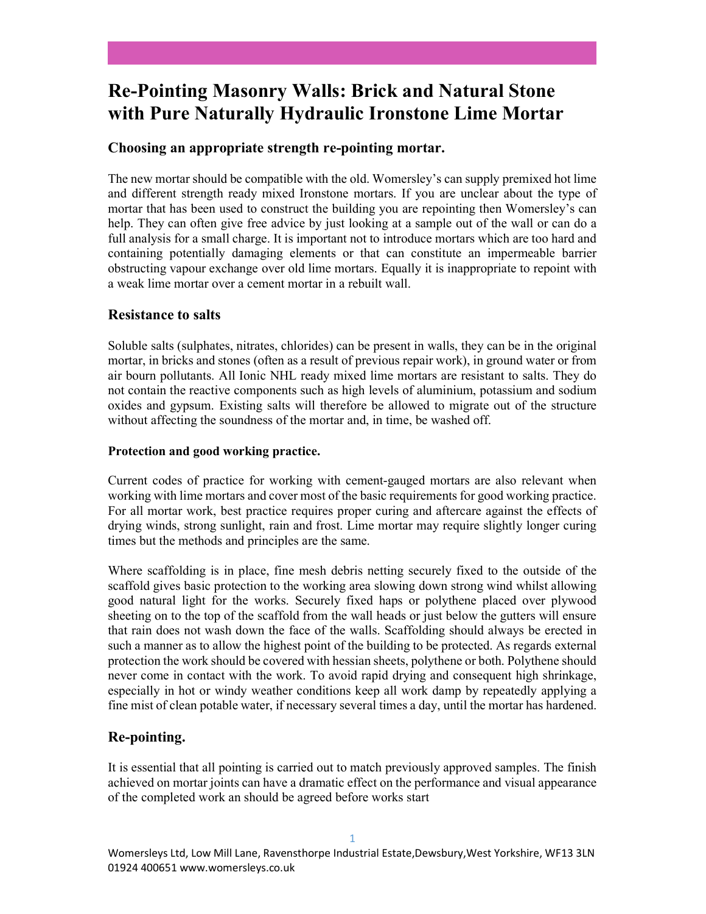# Re-Pointing Masonry Walls: Brick and Natural Stone with Pure Naturally Hydraulic Ironstone Lime Mortar

### Choosing an appropriate strength re-pointing mortar.

The new mortar should be compatible with the old. Womersley's can supply premixed hot lime and different strength ready mixed Ironstone mortars. If you are unclear about the type of mortar that has been used to construct the building you are repointing then Womersley's can help. They can often give free advice by just looking at a sample out of the wall or can do a full analysis for a small charge. It is important not to introduce mortars which are too hard and containing potentially damaging elements or that can constitute an impermeable barrier obstructing vapour exchange over old lime mortars. Equally it is inappropriate to repoint with a weak lime mortar over a cement mortar in a rebuilt wall.

## Resistance to salts

Soluble salts (sulphates, nitrates, chlorides) can be present in walls, they can be in the original mortar, in bricks and stones (often as a result of previous repair work), in ground water or from air bourn pollutants. All Ionic NHL ready mixed lime mortars are resistant to salts. They do not contain the reactive components such as high levels of aluminium, potassium and sodium oxides and gypsum. Existing salts will therefore be allowed to migrate out of the structure without affecting the soundness of the mortar and, in time, be washed off.

#### Protection and good working practice.

Current codes of practice for working with cement-gauged mortars are also relevant when working with lime mortars and cover most of the basic requirements for good working practice. For all mortar work, best practice requires proper curing and aftercare against the effects of drying winds, strong sunlight, rain and frost. Lime mortar may require slightly longer curing times but the methods and principles are the same.

Where scaffolding is in place, fine mesh debris netting securely fixed to the outside of the scaffold gives basic protection to the working area slowing down strong wind whilst allowing good natural light for the works. Securely fixed haps or polythene placed over plywood sheeting on to the top of the scaffold from the wall heads or just below the gutters will ensure that rain does not wash down the face of the walls. Scaffolding should always be erected in such a manner as to allow the highest point of the building to be protected. As regards external protection the work should be covered with hessian sheets, polythene or both. Polythene should never come in contact with the work. To avoid rapid drying and consequent high shrinkage, especially in hot or windy weather conditions keep all work damp by repeatedly applying a fine mist of clean potable water, if necessary several times a day, until the mortar has hardened.

## Re-pointing.

It is essential that all pointing is carried out to match previously approved samples. The finish achieved on mortar joints can have a dramatic effect on the performance and visual appearance of the completed work an should be agreed before works start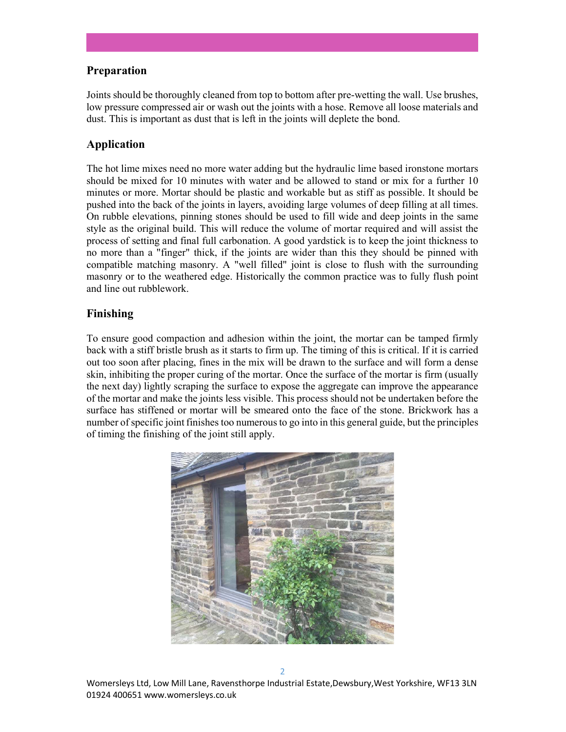## Preparation

Joints should be thoroughly cleaned from top to bottom after pre-wetting the wall. Use brushes, low pressure compressed air or wash out the joints with a hose. Remove all loose materials and dust. This is important as dust that is left in the joints will deplete the bond.

## Application

The hot lime mixes need no more water adding but the hydraulic lime based ironstone mortars should be mixed for 10 minutes with water and be allowed to stand or mix for a further 10 minutes or more. Mortar should be plastic and workable but as stiff as possible. It should be pushed into the back of the joints in layers, avoiding large volumes of deep filling at all times. On rubble elevations, pinning stones should be used to fill wide and deep joints in the same style as the original build. This will reduce the volume of mortar required and will assist the process of setting and final full carbonation. A good yardstick is to keep the joint thickness to no more than a "finger" thick, if the joints are wider than this they should be pinned with compatible matching masonry. A "well filled" joint is close to flush with the surrounding masonry or to the weathered edge. Historically the common practice was to fully flush point and line out rubblework.

## Finishing

To ensure good compaction and adhesion within the joint, the mortar can be tamped firmly back with a stiff bristle brush as it starts to firm up. The timing of this is critical. If it is carried out too soon after placing, fines in the mix will be drawn to the surface and will form a dense skin, inhibiting the proper curing of the mortar. Once the surface of the mortar is firm (usually the next day) lightly scraping the surface to expose the aggregate can improve the appearance of the mortar and make the joints less visible. This process should not be undertaken before the surface has stiffened or mortar will be smeared onto the face of the stone. Brickwork has a number of specific joint finishes too numerous to go into in this general guide, but the principles of timing the finishing of the joint still apply.

Womersleys Ltd, Low Mill Lane, Ravensthorpe Industrial Estate,Dewsbury,West Yorkshire, WF13 3LN
01924 400651 www.womersleys.co.uk